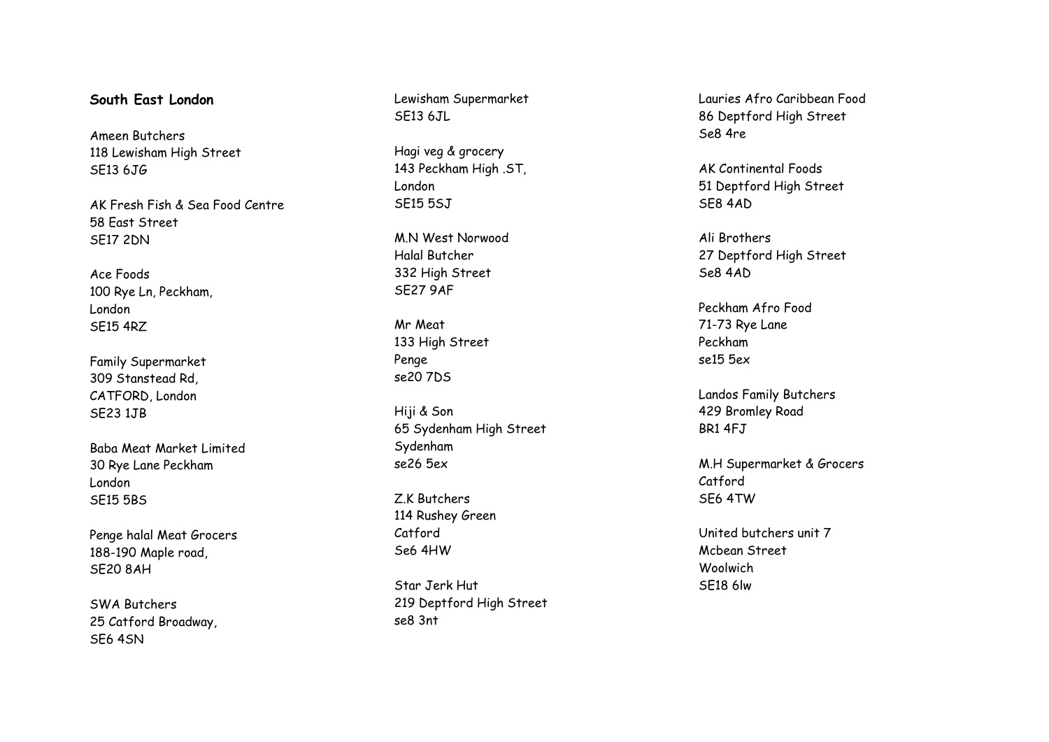**South East London**

Ameen Butchers
118 Lewisham High Street
SE13 6JG

AK Fresh Fish & Sea Food Centre
58 East Street
SE17 2DN

Ace Foods
100 Rye Ln, Peckham,
London
SE15 4RZ

Family Supermarket
309 Stanstead Rd,
CATFORD, London
SE23 1JB

Baba Meat Market Limited
30 Rye Lane Peckham
London
SE15 5BS

Penge halal Meat Grocers
188-190 Maple road,
SE20 8AH

SWA Butchers
25 Catford Broadway,
SE6 4SN

Lewisham Supermarket
SE13 6JL

Hagi veg & grocery
143 Peckham High .ST,
London
SE15 5SJ

M.N West Norwood
Halal Butcher
332 High Street
SE27 9AF

Mr Meat
133 High Street
Penge
se20 7DS

Hiji & Son
65 Sydenham High Street
Sydenham
se26 5ex

Z.K Butchers
114 Rushey Green
Catford
Se6 4HW

Star Jerk Hut
219 Deptford High Street
se8 3nt

Lauries Afro Caribbean Food
86 Deptford High Street
Se8 4re

AK Continental Foods
51 Deptford High Street
SE8 4AD

Ali Brothers
27 Deptford High Street
Se8 4AD

Peckham Afro Food
71-73 Rye Lane
Peckham
se15 5ex

Landos Family Butchers
429 Bromley Road
BR1 4FJ

M.H Supermarket & Grocers
Catford
SE6 4TW

United butchers unit 7
Mcbean Street
Woolwich
SE18 6lw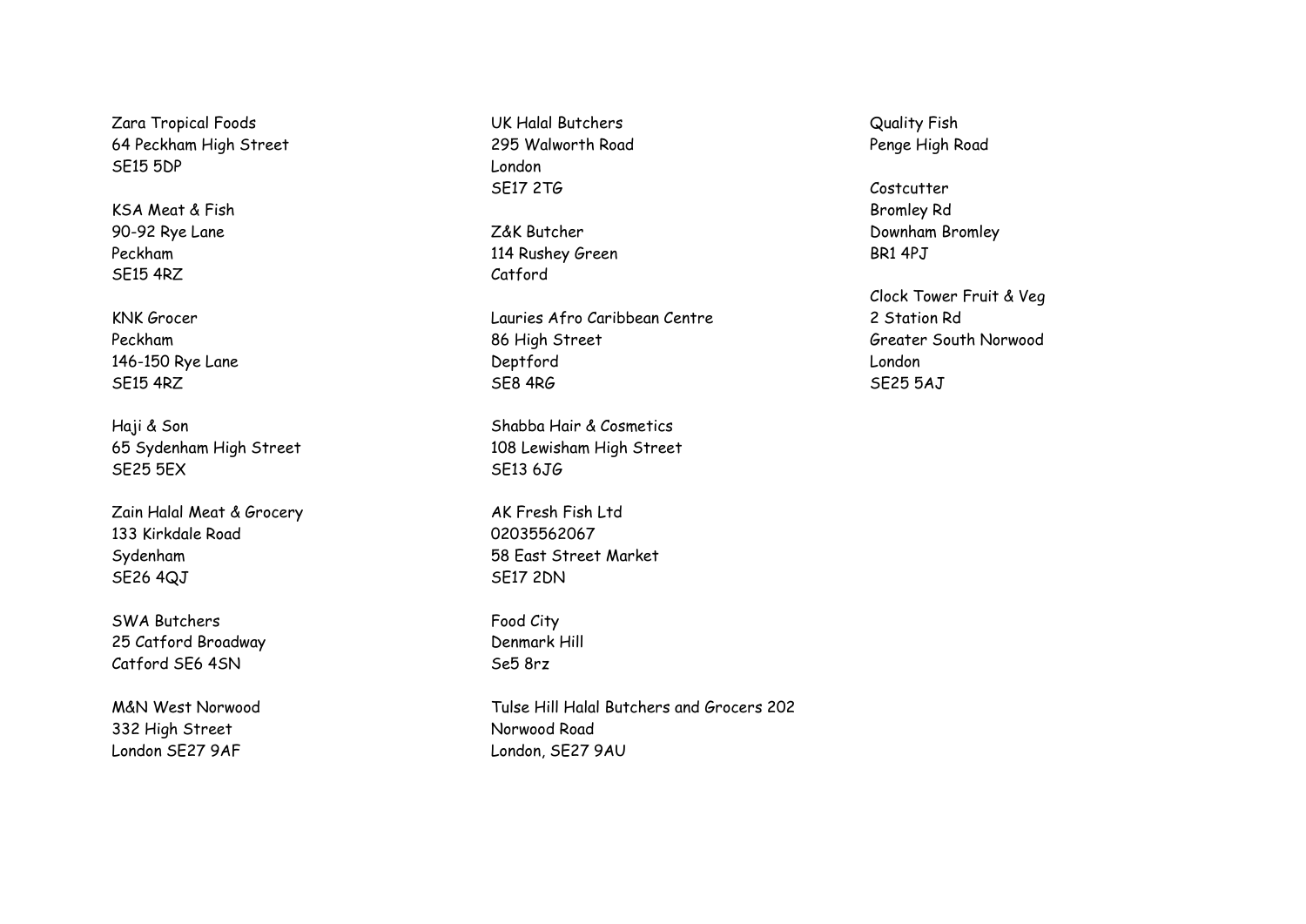Zara Tropical Foods
64 Peckham High Street
SE15 5DP

KSA Meat & Fish
90-92 Rye Lane
Peckham
SE15 4RZ

KNK Grocer
Peckham
146-150 Rye Lane
SE15 4RZ

Haji & Son
65 Sydenham High Street
SE25 5EX

Zain Halal Meat & Grocery
133 Kirkdale Road
Sydenham
SE26 4QJ

SWA Butchers
25 Catford Broadway
Catford SE6 4SN

M&N West Norwood
332 High Street
London SE27 9AF

UK Halal Butchers
295 Walworth Road
London
SE17 2TG

Z&K Butcher
114 Rushey Green
Catford

Lauries Afro Caribbean Centre
86 High Street
Deptford
SE8 4RG

Shabba Hair & Cosmetics
108 Lewisham High Street
SE13 6JG

AK Fresh Fish Ltd
02035562067
58 East Street Market
SE17 2DN

Food City
Denmark Hill
Se5 8rz

Tulse Hill Halal Butchers and Grocers 202
Norwood Road
London, SE27 9AU

Quality Fish
Penge High Road

Costcutter
Bromley Rd
Downham Bromley
BR1 4PJ

Clock Tower Fruit & Veg
2 Station Rd
Greater South Norwood
London
SE25 5AJ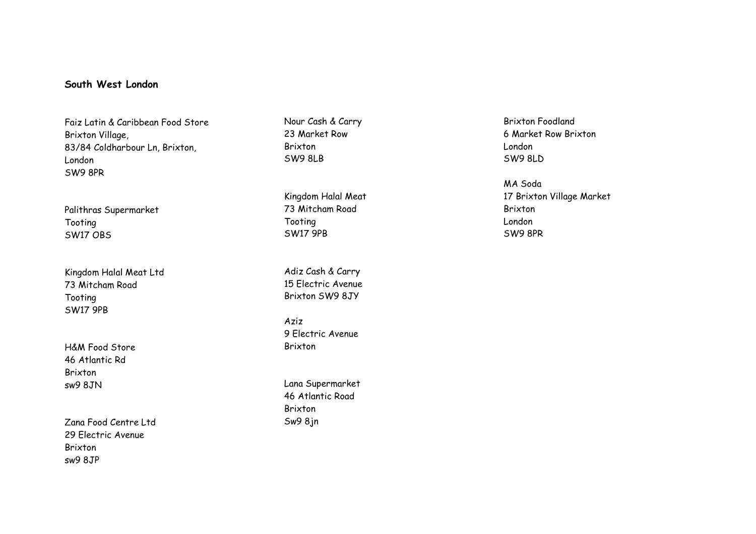**South West London**

Faiz Latin & Caribbean Food Store
Brixton Village,
83/84 Coldharbour Ln, Brixton,
London
SW9 8PR

Palithras Supermarket
Tooting
SW17 OBS

Kingdom Halal Meat Ltd
73 Mitcham Road
Tooting
SW17 9PB

H&M Food Store
46 Atlantic Rd
Brixton
sw9 8JN

Zana Food Centre Ltd
29 Electric Avenue
Brixton
sw9 8JP

Nour Cash & Carry
23 Market Row
Brixton
SW9 8LB

Kingdom Halal Meat
73 Mitcham Road
Tooting
SW17 9PB

Adiz Cash & Carry
15 Electric Avenue
Brixton SW9 8JY

Aziz
9 Electric Avenue
Brixton

Lana Supermarket
46 Atlantic Road
Brixton
Sw9 8jn

Brixton Foodland
6 Market Row Brixton
London
SW9 8LD

MA Soda
17 Brixton Village Market
Brixton
London
SW9 8PR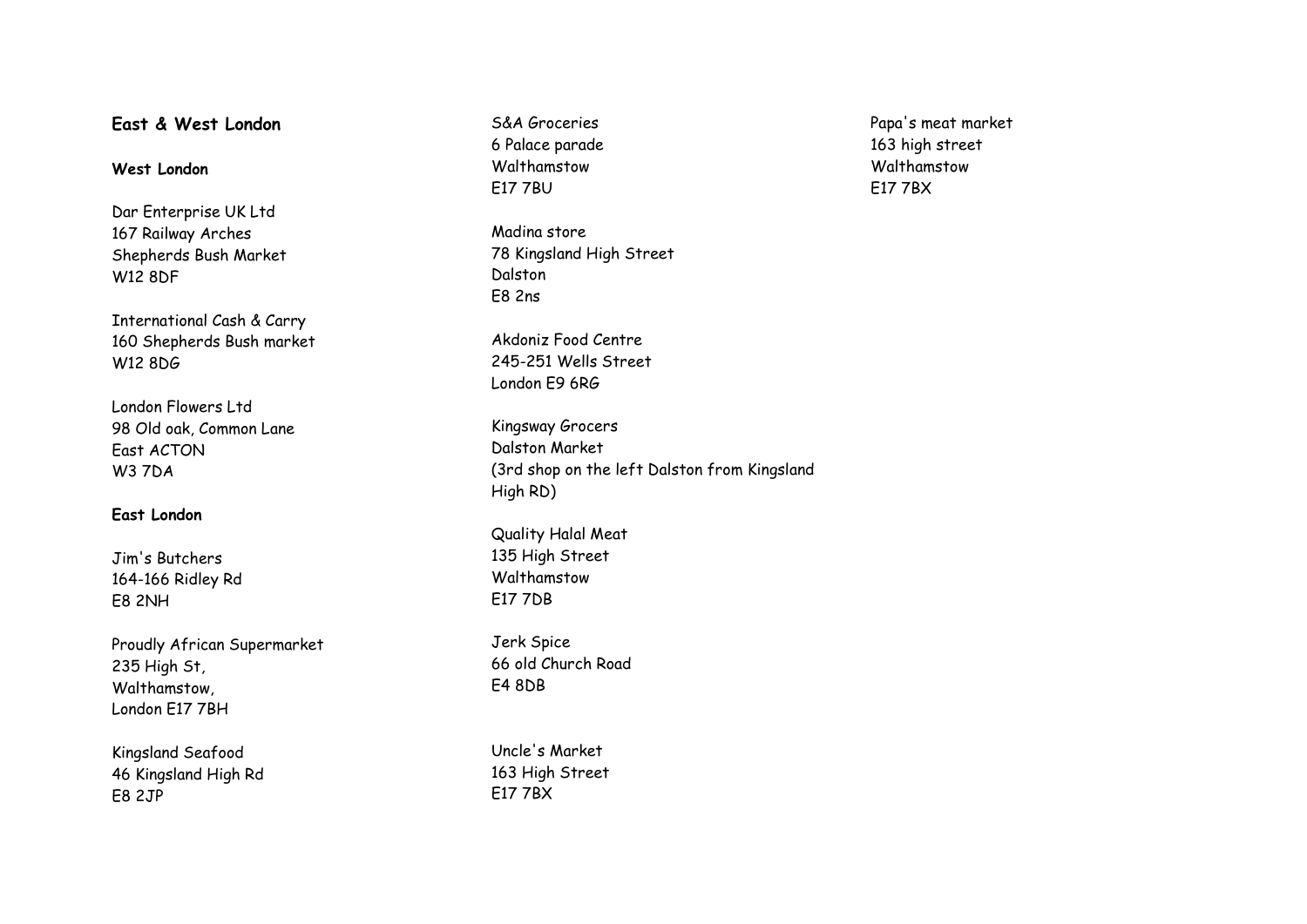## East & West London

### West London

Dar Enterprise UK Ltd
167 Railway Arches
Shepherds Bush Market
W12 8DF

International Cash & Carry
160 Shepherds Bush market
W12 8DG

London Flowers Ltd
98 Old oak, Common Lane
East ACTON
W3 7DA

### East London

Jim's Butchers
164-166 Ridley Rd
E8 2NH

Proudly African Supermarket
235 High St,
Walthamstow,
London E17 7BH

Kingsland Seafood
46 Kingsland High Rd
E8 2JP

S&A Groceries
6 Palace parade
Walthamstow
E17 7BU

Madina store
78 Kingsland High Street
Dalston
E8 2ns

Akdoniz Food Centre
245-251 Wells Street
London E9 6RG

Kingsway Grocers
Dalston Market
(3rd shop on the left Dalston from Kingsland High RD)

Quality Halal Meat
135 High Street
Walthamstow
E17 7DB

Jerk Spice
66 old Church Road
E4 8DB

Uncle's Market
163 High Street
E17 7BX

Papa's meat market
163 high street
Walthamstow
E17 7BX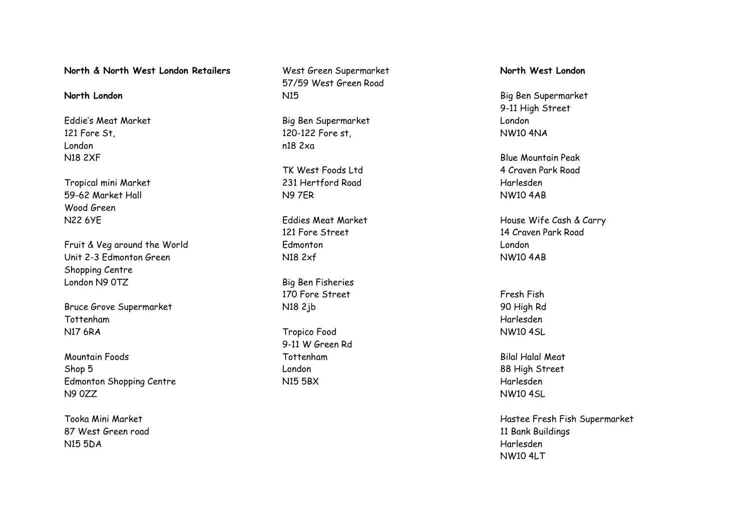**North & North West London Retailers**

**North London**

Eddie's Meat Market
121 Fore St,
London
N18 2XF

Tropical mini Market
59-62 Market Hall
Wood Green
N22 6YE

Fruit & Veg around the World
Unit 2-3 Edmonton Green
Shopping Centre
London N9 0TZ

Bruce Grove Supermarket
Tottenham
N17 6RA

Mountain Foods
Shop 5
Edmonton Shopping Centre
N9 0ZZ

Tooka Mini Market
87 West Green road
N15 5DA

West Green Supermarket
57/59 West Green Road
N15

Big Ben Supermarket
120-122 Fore st,
n18 2xa

TK West Foods Ltd
231 Hertford Road
N9 7ER

Eddies Meat Market
121 Fore Street
Edmonton
N18 2xf

Big Ben Fisheries
170 Fore Street
N18 2jb

Tropico Food
9-11 W Green Rd
Tottenham
London
N15 5BX

**North West London**

Big Ben Supermarket
9-11 High Street
London
NW10 4NA

Blue Mountain Peak
4 Craven Park Road
Harlesden
NW10 4AB

House Wife Cash & Carry
14 Craven Park Road
London
NW10 4AB

Fresh Fish
90 High Rd
Harlesden
NW10 4SL

Bilal Halal Meat
88 High Street
Harlesden
NW10 4SL

Hastee Fresh Fish Supermarket
11 Bank Buildings
Harlesden
NW10 4LT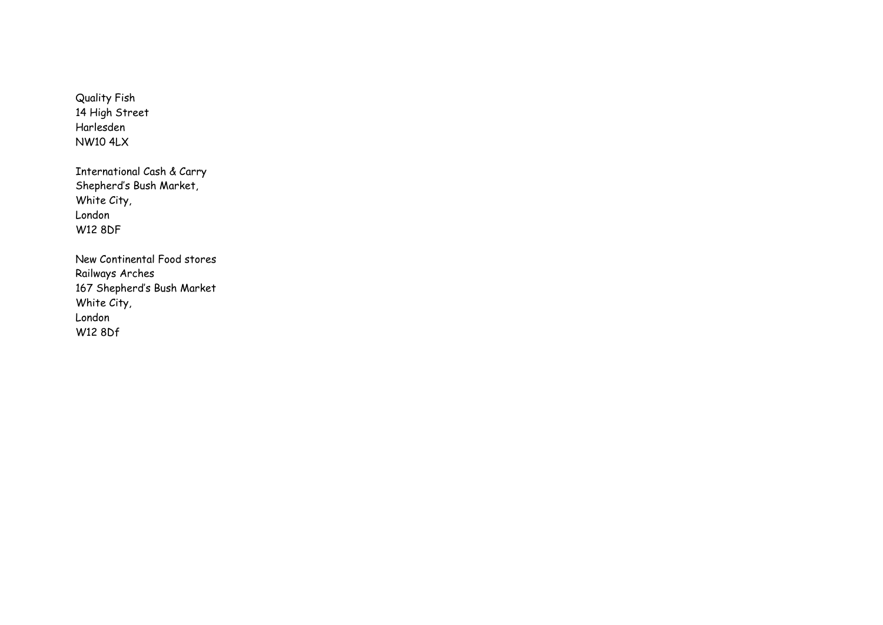Quality Fish  
14 High Street  
Harlesden  
NW10 4LX

International Cash & Carry  
Shepherd's Bush Market,  
White City,  
London  
W12 8DF

New Continental Food stores  
Railways Arches  
167 Shepherd's Bush Market  
White City,  
London  
W12 8Df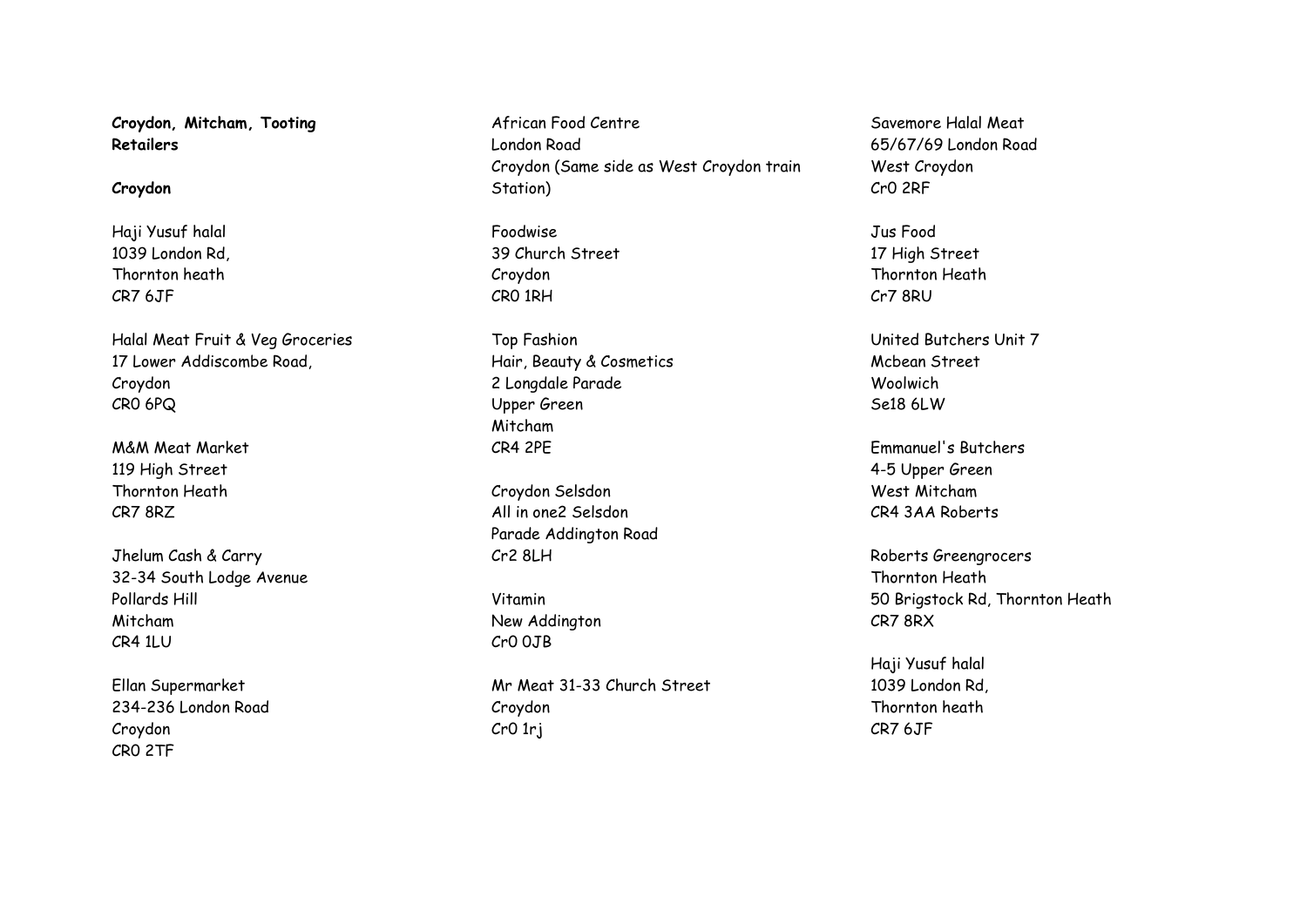**Croydon, Mitcham, Tooting Retailers**

**Croydon**

Haji Yusuf halal
1039 London Rd,
Thornton heath
CR7 6JF

Halal Meat Fruit & Veg Groceries
17 Lower Addiscombe Road,
Croydon
CR0 6PQ

M&M Meat Market
119 High Street
Thornton Heath
CR7 8RZ

Jhelum Cash & Carry
32-34 South Lodge Avenue
Pollards Hill
Mitcham
CR4 1LU

Ellan Supermarket
234-236 London Road
Croydon
CR0 2TF

African Food Centre
London Road
Croydon (Same side as West Croydon train Station)

Foodwise
39 Church Street
Croydon
CR0 1RH

Top Fashion
Hair, Beauty & Cosmetics
2 Longdale Parade
Upper Green
Mitcham
CR4 2PE

Croydon Selsdon
All in one2 Selsdon
Parade Addington Road
Cr2 8LH

Vitamin
New Addington
Cr0 0JB

Mr Meat 31-33 Church Street
Croydon
Cr0 1rj

Savemore Halal Meat
65/67/69 London Road
West Croydon
Cr0 2RF

Jus Food
17 High Street
Thornton Heath
Cr7 8RU

United Butchers Unit 7
Mcbean Street
Woolwich
Se18 6LW

Emmanuel's Butchers
4-5 Upper Green
West Mitcham
CR4 3AA Roberts

Roberts Greengrocers
Thornton Heath
50 Brigstock Rd, Thornton Heath
CR7 8RX

Haji Yusuf halal
1039 London Rd,
Thornton heath
CR7 6JF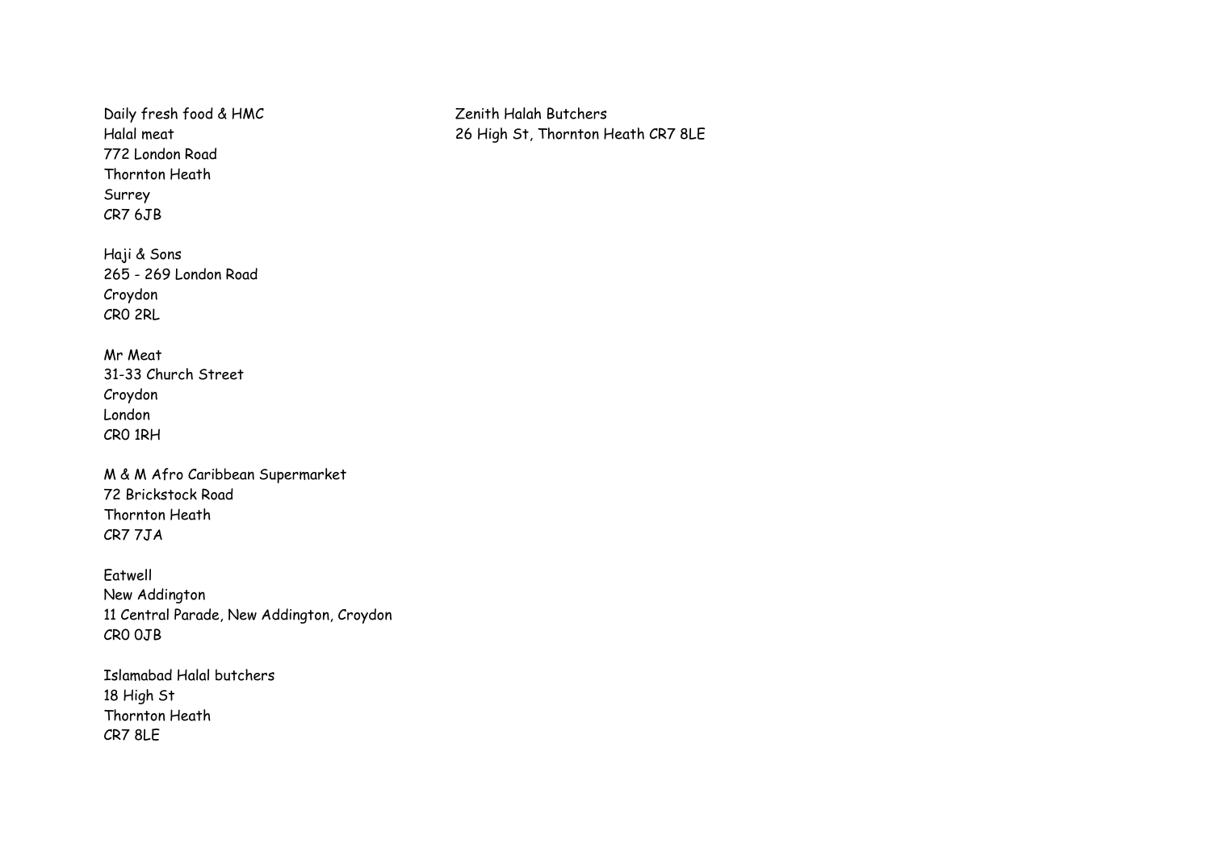Daily fresh food & HMC
Halal meat
772 London Road
Thornton Heath
Surrey
CR7 6JB

Haji & Sons
265 - 269 London Road
Croydon
CR0 2RL

Mr Meat
31-33 Church Street
Croydon
London
CR0 1RH

M & M Afro Caribbean Supermarket
72 Brickstock Road
Thornton Heath
CR7 7JA

Eatwell
New Addington
11 Central Parade, New Addington, Croydon
CR0 0JB

Islamabad Halal butchers
18 High St
Thornton Heath
CR7 8LE

Zenith Halah Butchers
26 High St, Thornton Heath CR7 8LE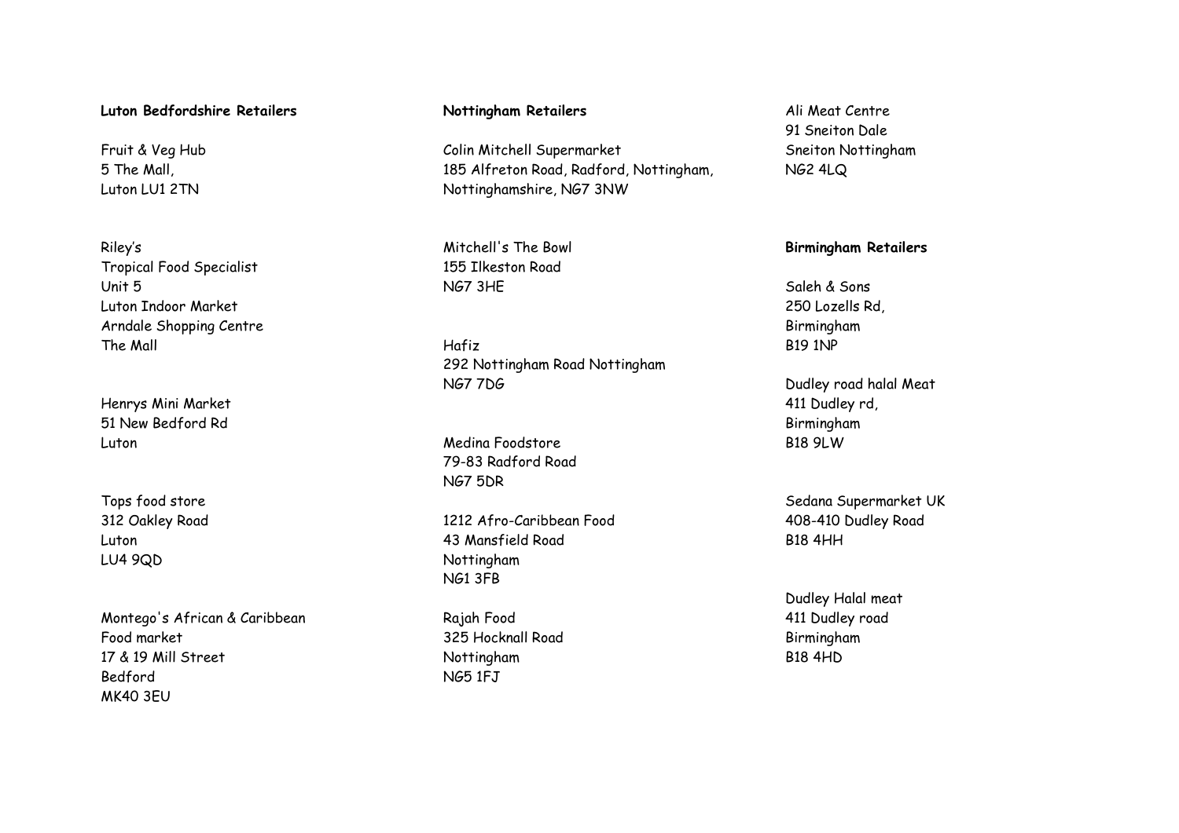**Luton Bedfordshire Retailers**

Fruit & Veg Hub
5 The Mall,
Luton LU1 2TN

Riley's
Tropical Food Specialist
Unit 5
Luton Indoor Market
Arndale Shopping Centre
The Mall

Henrys Mini Market
51 New Bedford Rd
Luton

Tops food store
312 Oakley Road
Luton
LU4 9QD

Montego's African & Caribbean
Food market
17 & 19 Mill Street
Bedford
MK40 3EU

**Nottingham Retailers**

Colin Mitchell Supermarket
185 Alfreton Road, Radford, Nottingham,
Nottinghamshire, NG7 3NW

Mitchell's The Bowl
155 Ilkeston Road
NG7 3HE

Hafiz
292 Nottingham Road Nottingham
NG7 7DG

Medina Foodstore
79-83 Radford Road
NG7 5DR

1212 Afro-Caribbean Food
43 Mansfield Road
Nottingham
NG1 3FB

Rajah Food
325 Hocknall Road
Nottingham
NG5 1FJ

Ali Meat Centre
91 Sneiton Dale
Sneiton Nottingham
NG2 4LQ

**Birmingham Retailers**

Saleh & Sons
250 Lozells Rd,
Birmingham
B19 1NP

Dudley road halal Meat
411 Dudley rd,
Birmingham
B18 9LW

Sedana Supermarket UK
408-410 Dudley Road
B18 4HH

Dudley Halal meat
411 Dudley road
Birmingham
B18 4HD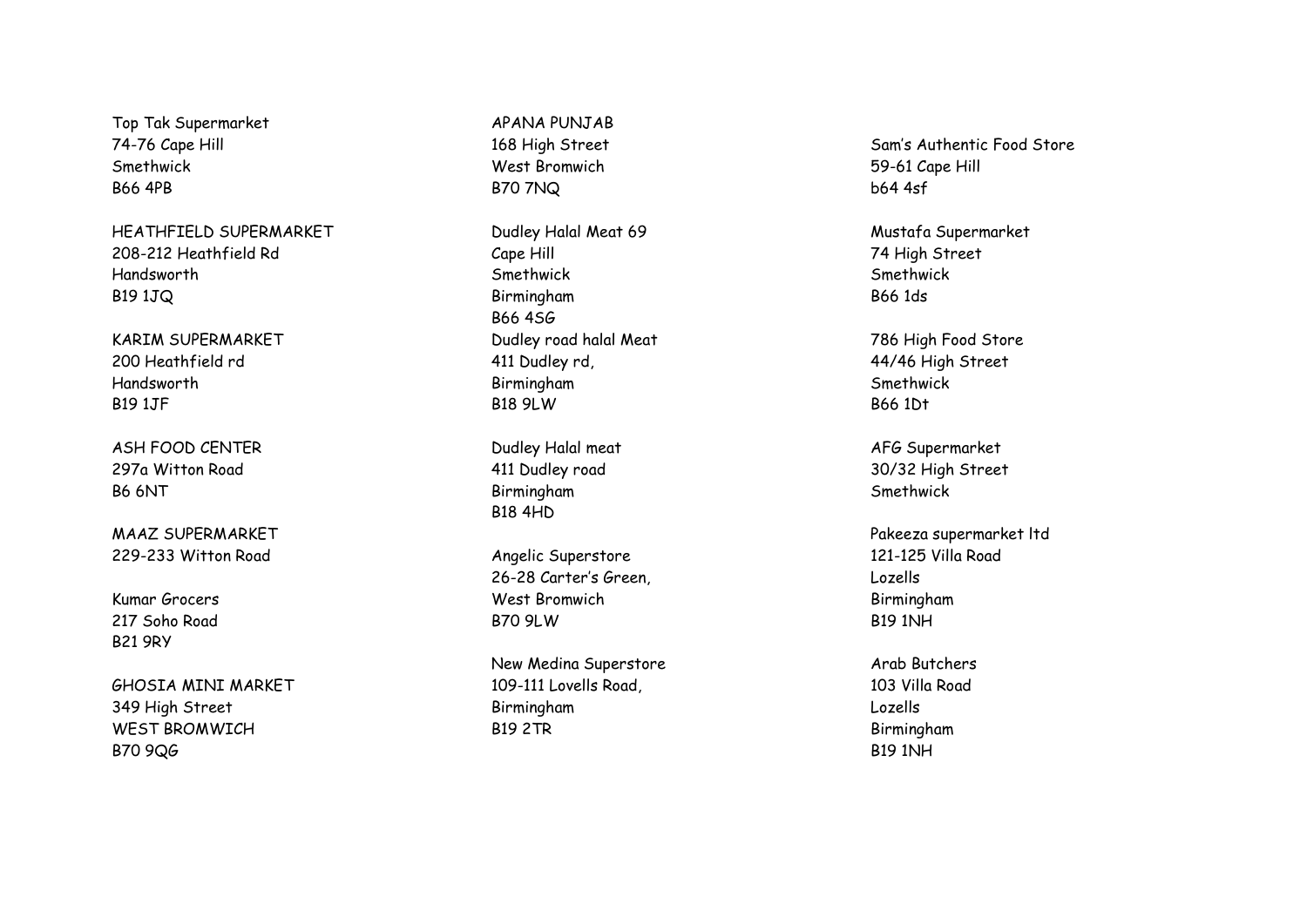Top Tak Supermarket
74-76 Cape Hill
Smethwick
B66 4PB

HEATHFIELD SUPERMARKET
208-212 Heathfield Rd
Handsworth
B19 1JQ

KARIM SUPERMARKET
200 Heathfield rd
Handsworth
B19 1JF

ASH FOOD CENTER
297a Witton Road
B6 6NT

MAAZ SUPERMARKET
229-233 Witton Road

Kumar Grocers
217 Soho Road
B21 9RY

GHOSIA MINI MARKET
349 High Street
WEST BROMWICH
B70 9QG

APANA PUNJAB
168 High Street
West Bromwich
B70 7NQ

Dudley Halal Meat 69
Cape Hill
Smethwick
Birmingham
B66 4SG

Dudley road halal Meat
411 Dudley rd,
Birmingham
B18 9LW

Dudley Halal meat
411 Dudley road
Birmingham
B18 4HD

Angelic Superstore
26-28 Carter's Green,
West Bromwich
B70 9LW

New Medina Superstore
109-111 Lovells Road,
Birmingham
B19 2TR

Sam's Authentic Food Store
59-61 Cape Hill
b64 4sf

Mustafa Supermarket
74 High Street
Smethwick
B66 1ds

786 High Food Store
44/46 High Street
Smethwick
B66 1Dt

AFG Supermarket
30/32 High Street
Smethwick

Pakeeza supermarket ltd
121-125 Villa Road
Lozells
Birmingham
B19 1NH

Arab Butchers
103 Villa Road
Lozells
Birmingham
B19 1NH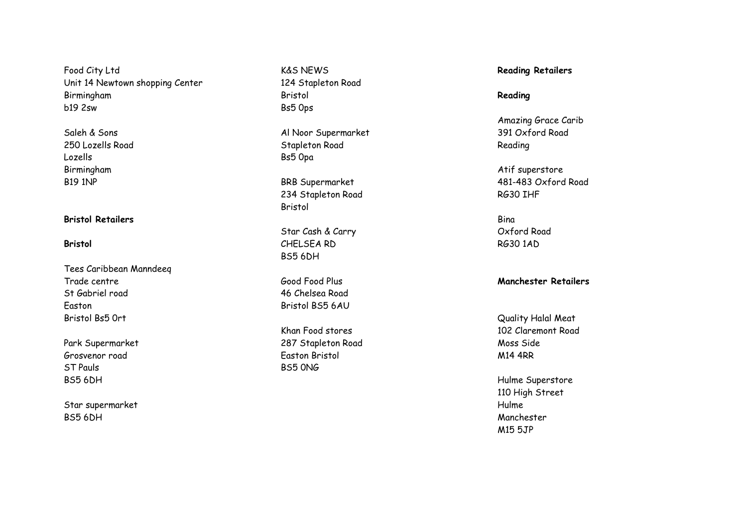Food City Ltd
Unit 14 Newtown shopping Center
Birmingham
b19 2sw

Saleh & Sons
250 Lozells Road
Lozells
Birmingham
B19 1NP

**Bristol Retailers**

**Bristol**

Tees Caribbean Manndeeq
Trade centre
St Gabriel road
Easton
Bristol Bs5 0rt

Park Supermarket
Grosvenor road
ST Pauls
BS5 6DH

Star supermarket
BS5 6DH

K&S NEWS
124 Stapleton Road
Bristol
Bs5 0ps

Al Noor Supermarket
Stapleton Road
Bs5 0pa

BRB Supermarket
234 Stapleton Road
Bristol

Star Cash & Carry
CHELSEA RD
BS5 6DH

Good Food Plus
46 Chelsea Road
Bristol BS5 6AU

Khan Food stores
287 Stapleton Road
Easton Bristol
BS5 0NG

**Reading Retailers**

**Reading**

Amazing Grace Carib
391 Oxford Road
Reading

Atif superstore
481-483 Oxford Road
RG30 IHF

Bina
Oxford Road
RG30 1AD

**Manchester Retailers**

Quality Halal Meat
102 Claremont Road
Moss Side
M14 4RR

Hulme Superstore
110 High Street
Hulme
Manchester
M15 5JP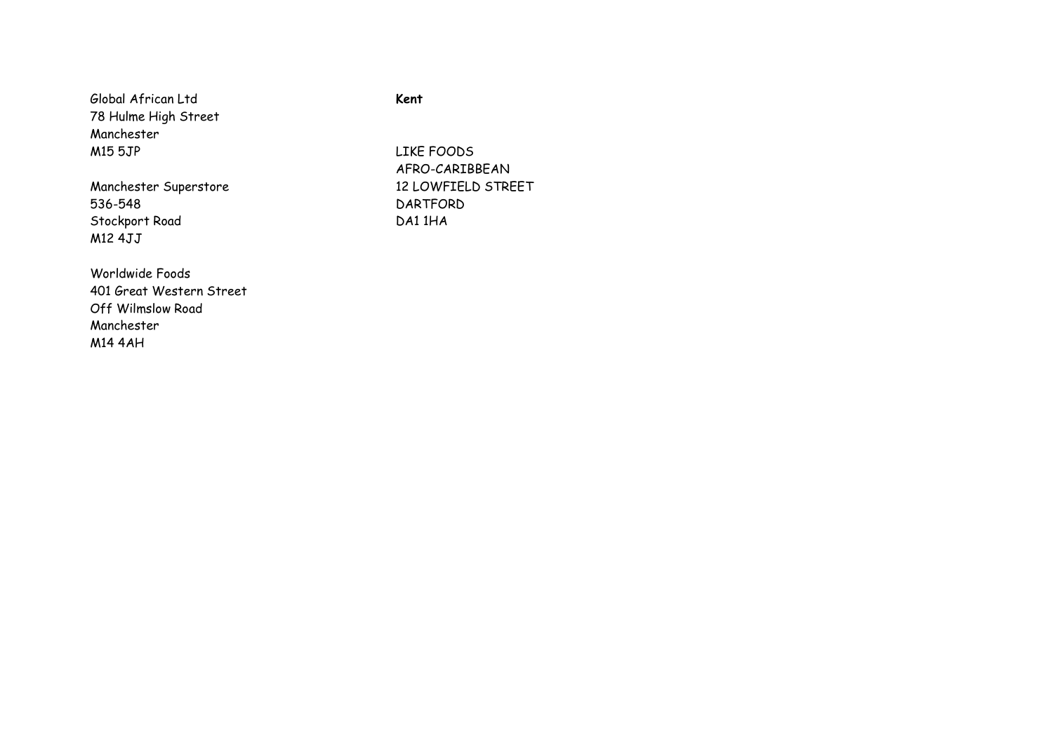Global African Ltd
78 Hulme High Street
Manchester
M15 5JP

Manchester Superstore
536-548
Stockport Road
M12 4JJ

Worldwide Foods
401 Great Western Street
Off Wilmslow Road
Manchester
M14 4AH

**Kent**

LIKE FOODS
AFRO-CARIBBEAN
12 LOWFIELD STREET
DARTFORD
DA1 1HA